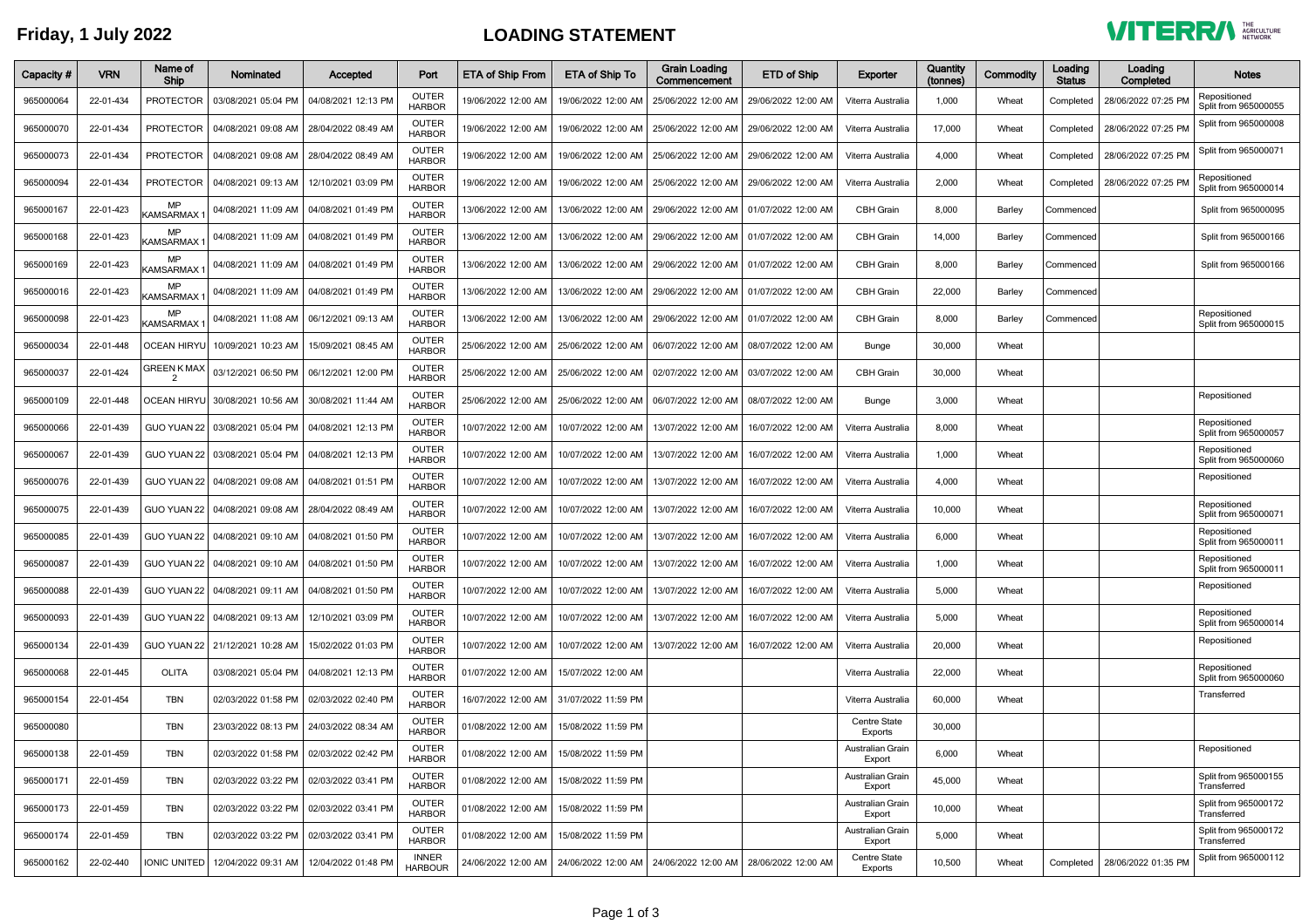Friday, 1 July 2022

# LOADING STATEMENT

VITERRA THE AGRICULTURE NETWORK

| Capacity # | VRN | Name of Ship | Nominated | Accepted | Port | ETA of Ship From | ETA of Ship To | Grain Loading Commencement | ETD of Ship | Exporter | Quantity (tonnes) | Commodity | Loading Status | Loading Completed | Notes |
|---|---|---|---|---|---|---|---|---|---|---|---|---|---|---|---|
| 965000064 | 22-01-434 | PROTECTOR | 03/08/2021 05:04 PM | 04/08/2021 12:13 PM | OUTER HARBOR | 19/06/2022 12:00 AM | 19/06/2022 12:00 AM | 25/06/2022 12:00 AM | 29/06/2022 12:00 AM | Viterra Australia | 1,000 | Wheat | Completed | 28/06/2022 07:25 PM | Repositioned Split from 965000055 |
| 965000070 | 22-01-434 | PROTECTOR | 04/08/2021 09:08 AM | 28/04/2022 08:49 AM | OUTER HARBOR | 19/06/2022 12:00 AM | 19/06/2022 12:00 AM | 25/06/2022 12:00 AM | 29/06/2022 12:00 AM | Viterra Australia | 17,000 | Wheat | Completed | 28/06/2022 07:25 PM | Split from 965000008 |
| 965000073 | 22-01-434 | PROTECTOR | 04/08/2021 09:08 AM | 28/04/2022 08:49 AM | OUTER HARBOR | 19/06/2022 12:00 AM | 19/06/2022 12:00 AM | 25/06/2022 12:00 AM | 29/06/2022 12:00 AM | Viterra Australia | 4,000 | Wheat | Completed | 28/06/2022 07:25 PM | Split from 965000071 |
| 965000094 | 22-01-434 | PROTECTOR | 04/08/2021 09:13 AM | 12/10/2021 03:09 PM | OUTER HARBOR | 19/06/2022 12:00 AM | 19/06/2022 12:00 AM | 25/06/2022 12:00 AM | 29/06/2022 12:00 AM | Viterra Australia | 2,000 | Wheat | Completed | 28/06/2022 07:25 PM | Repositioned Split from 965000014 |
| 965000167 | 22-01-423 | MP KAMSARMAX 1 | 04/08/2021 11:09 AM | 04/08/2021 01:49 PM | OUTER HARBOR | 13/06/2022 12:00 AM | 13/06/2022 12:00 AM | 29/06/2022 12:00 AM | 01/07/2022 12:00 AM | CBH Grain | 8,000 | Barley | Commenced | | Split from 965000095 |
| 965000168 | 22-01-423 | MP KAMSARMAX 1 | 04/08/2021 11:09 AM | 04/08/2021 01:49 PM | OUTER HARBOR | 13/06/2022 12:00 AM | 13/06/2022 12:00 AM | 29/06/2022 12:00 AM | 01/07/2022 12:00 AM | CBH Grain | 14,000 | Barley | Commenced | | Split from 965000166 |
| 965000169 | 22-01-423 | MP KAMSARMAX 1 | 04/08/2021 11:09 AM | 04/08/2021 01:49 PM | OUTER HARBOR | 13/06/2022 12:00 AM | 13/06/2022 12:00 AM | 29/06/2022 12:00 AM | 01/07/2022 12:00 AM | CBH Grain | 8,000 | Barley | Commenced | | Split from 965000166 |
| 965000016 | 22-01-423 | MP KAMSARMAX 1 | 04/08/2021 11:09 AM | 04/08/2021 01:49 PM | OUTER HARBOR | 13/06/2022 12:00 AM | 13/06/2022 12:00 AM | 29/06/2022 12:00 AM | 01/07/2022 12:00 AM | CBH Grain | 22,000 | Barley | Commenced | | |
| 965000098 | 22-01-423 | MP KAMSARMAX 1 | 04/08/2021 11:08 AM | 06/12/2021 09:13 AM | OUTER HARBOR | 13/06/2022 12:00 AM | 13/06/2022 12:00 AM | 29/06/2022 12:00 AM | 01/07/2022 12:00 AM | CBH Grain | 8,000 | Barley | Commenced | | Repositioned Split from 965000015 |
| 965000034 | 22-01-448 | OCEAN HIRYU | 10/09/2021 10:23 AM | 15/09/2021 08:45 AM | OUTER HARBOR | 25/06/2022 12:00 AM | 25/06/2022 12:00 AM | 06/07/2022 12:00 AM | 08/07/2022 12:00 AM | Bunge | 30,000 | Wheat | | | |
| 965000037 | 22-01-424 | GREEN K MAX 2 | 03/12/2021 06:50 PM | 06/12/2021 12:00 PM | OUTER HARBOR | 25/06/2022 12:00 AM | 25/06/2022 12:00 AM | 02/07/2022 12:00 AM | 03/07/2022 12:00 AM | CBH Grain | 30,000 | Wheat | | | |
| 965000109 | 22-01-448 | OCEAN HIRYU | 30/08/2021 10:56 AM | 30/08/2021 11:44 AM | OUTER HARBOR | 25/06/2022 12:00 AM | 25/06/2022 12:00 AM | 06/07/2022 12:00 AM | 08/07/2022 12:00 AM | Bunge | 3,000 | Wheat | | | Repositioned |
| 965000066 | 22-01-439 | GUO YUAN 22 | 03/08/2021 05:04 PM | 04/08/2021 12:13 PM | OUTER HARBOR | 10/07/2022 12:00 AM | 10/07/2022 12:00 AM | 13/07/2022 12:00 AM | 16/07/2022 12:00 AM | Viterra Australia | 8,000 | Wheat | | | Repositioned Split from 965000057 |
| 965000067 | 22-01-439 | GUO YUAN 22 | 03/08/2021 05:04 PM | 04/08/2021 12:13 PM | OUTER HARBOR | 10/07/2022 12:00 AM | 10/07/2022 12:00 AM | 13/07/2022 12:00 AM | 16/07/2022 12:00 AM | Viterra Australia | 1,000 | Wheat | | | Repositioned Split from 965000060 |
| 965000076 | 22-01-439 | GUO YUAN 22 | 04/08/2021 09:08 AM | 04/08/2021 01:51 PM | OUTER HARBOR | 10/07/2022 12:00 AM | 10/07/2022 12:00 AM | 13/07/2022 12:00 AM | 16/07/2022 12:00 AM | Viterra Australia | 4,000 | Wheat | | | Repositioned |
| 965000075 | 22-01-439 | GUO YUAN 22 | 04/08/2021 09:08 AM | 28/04/2022 08:49 AM | OUTER HARBOR | 10/07/2022 12:00 AM | 10/07/2022 12:00 AM | 13/07/2022 12:00 AM | 16/07/2022 12:00 AM | Viterra Australia | 10,000 | Wheat | | | Repositioned Split from 965000071 |
| 965000085 | 22-01-439 | GUO YUAN 22 | 04/08/2021 09:10 AM | 04/08/2021 01:50 PM | OUTER HARBOR | 10/07/2022 12:00 AM | 10/07/2022 12:00 AM | 13/07/2022 12:00 AM | 16/07/2022 12:00 AM | Viterra Australia | 6,000 | Wheat | | | Repositioned Split from 965000011 |
| 965000087 | 22-01-439 | GUO YUAN 22 | 04/08/2021 09:10 AM | 04/08/2021 01:50 PM | OUTER HARBOR | 10/07/2022 12:00 AM | 10/07/2022 12:00 AM | 13/07/2022 12:00 AM | 16/07/2022 12:00 AM | Viterra Australia | 1,000 | Wheat | | | Repositioned Split from 965000011 |
| 965000088 | 22-01-439 | GUO YUAN 22 | 04/08/2021 09:11 AM | 04/08/2021 01:50 PM | OUTER HARBOR | 10/07/2022 12:00 AM | 10/07/2022 12:00 AM | 13/07/2022 12:00 AM | 16/07/2022 12:00 AM | Viterra Australia | 5,000 | Wheat | | | Repositioned |
| 965000093 | 22-01-439 | GUO YUAN 22 | 04/08/2021 09:13 AM | 12/10/2021 03:09 PM | OUTER HARBOR | 10/07/2022 12:00 AM | 10/07/2022 12:00 AM | 13/07/2022 12:00 AM | 16/07/2022 12:00 AM | Viterra Australia | 5,000 | Wheat | | | Repositioned Split from 965000014 |
| 965000134 | 22-01-439 | GUO YUAN 22 | 21/12/2021 10:28 AM | 15/02/2022 01:03 PM | OUTER HARBOR | 10/07/2022 12:00 AM | 10/07/2022 12:00 AM | 13/07/2022 12:00 AM | 16/07/2022 12:00 AM | Viterra Australia | 20,000 | Wheat | | | Repositioned |
| 965000068 | 22-01-445 | OLITA | 03/08/2021 05:04 PM | 04/08/2021 12:13 PM | OUTER HARBOR | 01/07/2022 12:00 AM | 15/07/2022 12:00 AM | | | Viterra Australia | 22,000 | Wheat | | | Repositioned Split from 965000060 |
| 965000154 | 22-01-454 | TBN | 02/03/2022 01:58 PM | 02/03/2022 02:40 PM | OUTER HARBOR | 16/07/2022 12:00 AM | 31/07/2022 11:59 PM | | | Viterra Australia | 60,000 | Wheat | | | Transferred |
| 965000080 | | TBN | 23/03/2022 08:13 PM | 24/03/2022 08:34 AM | OUTER HARBOR | 01/08/2022 12:00 AM | 15/08/2022 11:59 PM | | | Centre State Exports | 30,000 | | | | |
| 965000138 | 22-01-459 | TBN | 02/03/2022 01:58 PM | 02/03/2022 02:42 PM | OUTER HARBOR | 01/08/2022 12:00 AM | 15/08/2022 11:59 PM | | | Australian Grain Export | 6,000 | Wheat | | | Repositioned |
| 965000171 | 22-01-459 | TBN | 02/03/2022 03:22 PM | 02/03/2022 03:41 PM | OUTER HARBOR | 01/08/2022 12:00 AM | 15/08/2022 11:59 PM | | | Australian Grain Export | 45,000 | Wheat | | | Split from 965000155 Transferred |
| 965000173 | 22-01-459 | TBN | 02/03/2022 03:22 PM | 02/03/2022 03:41 PM | OUTER HARBOR | 01/08/2022 12:00 AM | 15/08/2022 11:59 PM | | | Australian Grain Export | 10,000 | Wheat | | | Split from 965000172 Transferred |
| 965000174 | 22-01-459 | TBN | 02/03/2022 03:22 PM | 02/03/2022 03:41 PM | OUTER HARBOR | 01/08/2022 12:00 AM | 15/08/2022 11:59 PM | | | Australian Grain Export | 5,000 | Wheat | | | Split from 965000172 Transferred |
| 965000162 | 22-02-440 | IONIC UNITED | 12/04/2022 09:31 AM | 12/04/2022 01:48 PM | INNER HARBOUR | 24/06/2022 12:00 AM | 24/06/2022 12:00 AM | 24/06/2022 12:00 AM | 28/06/2022 12:00 AM | Centre State Exports | 10,500 | Wheat | Completed | 28/06/2022 01:35 PM | Split from 965000112 |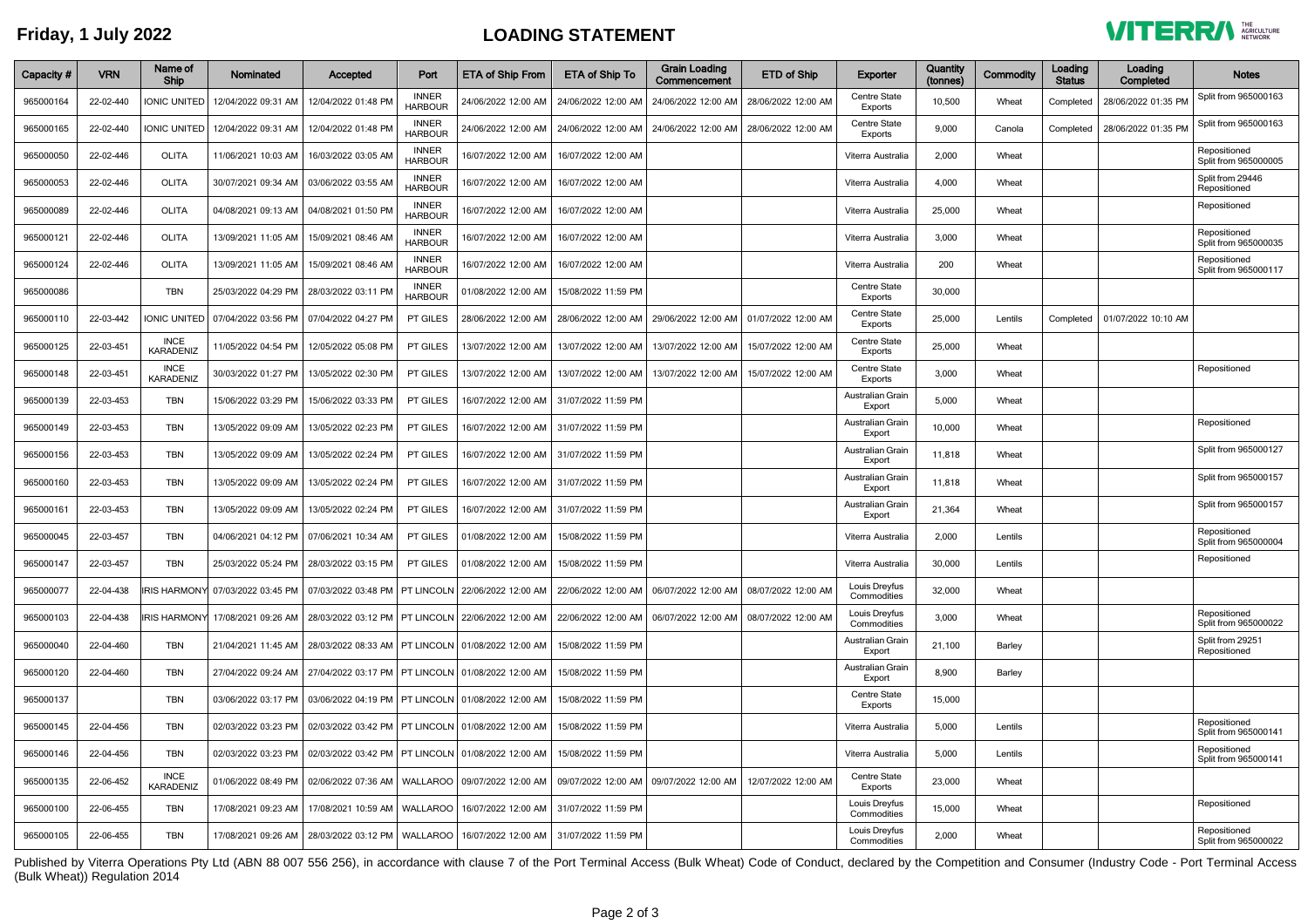**Friday, 1 July 2022**

# LOADING STATEMENT

| Capacity # | VRN | Name of Ship | Nominated | Accepted | Port | ETA of Ship From | ETA of Ship To | Grain Loading Commencement | ETD of Ship | Exporter | Quantity (tonnes) | Commodity | Loading Status | Loading Completed | Notes |
|---|---|---|---|---|---|---|---|---|---|---|---|---|---|---|---|
| 965000164 | 22-02-440 | IONIC UNITED | 12/04/2022 09:31 AM | 12/04/2022 01:48 PM | INNER HARBOUR | 24/06/2022 12:00 AM | 24/06/2022 12:00 AM | 24/06/2022 12:00 AM | 28/06/2022 12:00 AM | Centre State Exports | 10,500 | Wheat | Completed | 28/06/2022 01:35 PM | Split from 965000163 |
| 965000165 | 22-02-440 | IONIC UNITED | 12/04/2022 09:31 AM | 12/04/2022 01:48 PM | INNER HARBOUR | 24/06/2022 12:00 AM | 24/06/2022 12:00 AM | 24/06/2022 12:00 AM | 28/06/2022 12:00 AM | Centre State Exports | 9,000 | Canola | Completed | 28/06/2022 01:35 PM | Split from 965000163 |
| 965000050 | 22-02-446 | OLITA | 11/06/2021 10:03 AM | 16/03/2022 03:05 AM | INNER HARBOUR | 16/07/2022 12:00 AM | 16/07/2022 12:00 AM | | | Viterra Australia | 2,000 | Wheat | | | Repositioned Split from 965000005 |
| 965000053 | 22-02-446 | OLITA | 30/07/2021 09:34 AM | 03/06/2022 03:55 AM | INNER HARBOUR | 16/07/2022 12:00 AM | 16/07/2022 12:00 AM | | | Viterra Australia | 4,000 | Wheat | | | Split from 29446 Repositioned |
| 965000089 | 22-02-446 | OLITA | 04/08/2021 09:13 AM | 04/08/2021 01:50 PM | INNER HARBOUR | 16/07/2022 12:00 AM | 16/07/2022 12:00 AM | | | Viterra Australia | 25,000 | Wheat | | | Repositioned |
| 965000121 | 22-02-446 | OLITA | 13/09/2021 11:05 AM | 15/09/2021 08:46 AM | INNER HARBOUR | 16/07/2022 12:00 AM | 16/07/2022 12:00 AM | | | Viterra Australia | 3,000 | Wheat | | | Repositioned Split from 965000035 |
| 965000124 | 22-02-446 | OLITA | 13/09/2021 11:05 AM | 15/09/2021 08:46 AM | INNER HARBOUR | 16/07/2022 12:00 AM | 16/07/2022 12:00 AM | | | Viterra Australia | 200 | Wheat | | | Repositioned Split from 965000117 |
| 965000086 | | TBN | 25/03/2022 04:29 PM | 28/03/2022 03:11 PM | INNER HARBOUR | 01/08/2022 12:00 AM | 15/08/2022 11:59 PM | | | Centre State Exports | 30,000 | | | | |
| 965000110 | 22-03-442 | IONIC UNITED | 07/04/2022 03:56 PM | 07/04/2022 04:27 PM | PT GILES | 28/06/2022 12:00 AM | 28/06/2022 12:00 AM | 29/06/2022 12:00 AM | 01/07/2022 12:00 AM | Centre State Exports | 25,000 | Lentils | Completed | 01/07/2022 10:10 AM | |
| 965000125 | 22-03-451 | INCE KARADENIZ | 11/05/2022 04:54 PM | 12/05/2022 05:08 PM | PT GILES | 13/07/2022 12:00 AM | 13/07/2022 12:00 AM | 13/07/2022 12:00 AM | 15/07/2022 12:00 AM | Centre State Exports | 25,000 | Wheat | | | |
| 965000148 | 22-03-451 | INCE KARADENIZ | 30/03/2022 01:27 PM | 13/05/2022 02:30 PM | PT GILES | 13/07/2022 12:00 AM | 13/07/2022 12:00 AM | 13/07/2022 12:00 AM | 15/07/2022 12:00 AM | Centre State Exports | 3,000 | Wheat | | | Repositioned |
| 965000139 | 22-03-453 | TBN | 15/06/2022 03:29 PM | 15/06/2022 03:33 PM | PT GILES | 16/07/2022 12:00 AM | 31/07/2022 11:59 PM | | | Australian Grain Export | 5,000 | Wheat | | | |
| 965000149 | 22-03-453 | TBN | 13/05/2022 09:09 AM | 13/05/2022 02:23 PM | PT GILES | 16/07/2022 12:00 AM | 31/07/2022 11:59 PM | | | Australian Grain Export | 10,000 | Wheat | | | Repositioned |
| 965000156 | 22-03-453 | TBN | 13/05/2022 09:09 AM | 13/05/2022 02:24 PM | PT GILES | 16/07/2022 12:00 AM | 31/07/2022 11:59 PM | | | Australian Grain Export | 11,818 | Wheat | | | Split from 965000127 |
| 965000160 | 22-03-453 | TBN | 13/05/2022 09:09 AM | 13/05/2022 02:24 PM | PT GILES | 16/07/2022 12:00 AM | 31/07/2022 11:59 PM | | | Australian Grain Export | 11,818 | Wheat | | | Split from 965000157 |
| 965000161 | 22-03-453 | TBN | 13/05/2022 09:09 AM | 13/05/2022 02:24 PM | PT GILES | 16/07/2022 12:00 AM | 31/07/2022 11:59 PM | | | Australian Grain Export | 21,364 | Wheat | | | Split from 965000157 |
| 965000045 | 22-03-457 | TBN | 04/06/2021 04:12 PM | 07/06/2021 10:34 AM | PT GILES | 01/08/2022 12:00 AM | 15/08/2022 11:59 PM | | | Viterra Australia | 2,000 | Lentils | | | Repositioned Split from 965000004 |
| 965000147 | 22-03-457 | TBN | 25/03/2022 05:24 PM | 28/03/2022 03:15 PM | PT GILES | 01/08/2022 12:00 AM | 15/08/2022 11:59 PM | | | Viterra Australia | 30,000 | Lentils | | | Repositioned |
| 965000077 | 22-04-438 | IRIS HARMONY | 07/03/2022 03:45 PM | 07/03/2022 03:48 PM | PT LINCOLN | 22/06/2022 12:00 AM | 22/06/2022 12:00 AM | 06/07/2022 12:00 AM | 08/07/2022 12:00 AM | Louis Dreyfus Commodities | 32,000 | Wheat | | | |
| 965000103 | 22-04-438 | IRIS HARMONY | 17/08/2021 09:26 AM | 28/03/2022 03:12 PM | PT LINCOLN | 22/06/2022 12:00 AM | 22/06/2022 12:00 AM | 06/07/2022 12:00 AM | 08/07/2022 12:00 AM | Louis Dreyfus Commodities | 3,000 | Wheat | | | Repositioned Split from 965000022 |
| 965000040 | 22-04-460 | TBN | 21/04/2021 11:45 AM | 28/03/2022 08:33 AM | PT LINCOLN | 01/08/2022 12:00 AM | 15/08/2022 11:59 PM | | | Australian Grain Export | 21,100 | Barley | | | Split from 29251 Repositioned |
| 965000120 | 22-04-460 | TBN | 27/04/2022 09:24 AM | 27/04/2022 03:17 PM | PT LINCOLN | 01/08/2022 12:00 AM | 15/08/2022 11:59 PM | | | Australian Grain Export | 8,900 | Barley | | | |
| 965000137 | | TBN | 03/06/2022 03:17 PM | 03/06/2022 04:19 PM | PT LINCOLN | 01/08/2022 12:00 AM | 15/08/2022 11:59 PM | | | Centre State Exports | 15,000 | | | | |
| 965000145 | 22-04-456 | TBN | 02/03/2022 03:23 PM | 02/03/2022 03:42 PM | PT LINCOLN | 01/08/2022 12:00 AM | 15/08/2022 11:59 PM | | | Viterra Australia | 5,000 | Lentils | | | Repositioned Split from 965000141 |
| 965000146 | 22-04-456 | TBN | 02/03/2022 03:23 PM | 02/03/2022 03:42 PM | PT LINCOLN | 01/08/2022 12:00 AM | 15/08/2022 11:59 PM | | | Viterra Australia | 5,000 | Lentils | | | Repositioned Split from 965000141 |
| 965000135 | 22-06-452 | INCE KARADENIZ | 01/06/2022 08:49 PM | 02/06/2022 07:36 AM | WALLAROO | 09/07/2022 12:00 AM | 09/07/2022 12:00 AM | 09/07/2022 12:00 AM | 12/07/2022 12:00 AM | Centre State Exports | 23,000 | Wheat | | | |
| 965000100 | 22-06-455 | TBN | 17/08/2021 09:23 AM | 17/08/2021 10:59 AM | WALLAROO | 16/07/2022 12:00 AM | 31/07/2022 11:59 PM | | | Louis Dreyfus Commodities | 15,000 | Wheat | | | Repositioned |
| 965000105 | 22-06-455 | TBN | 17/08/2021 09:26 AM | 28/03/2022 03:12 PM | WALLAROO | 16/07/2022 12:00 AM | 31/07/2022 11:59 PM | | | Louis Dreyfus Commodities | 2,000 | Wheat | | | Repositioned Split from 965000022 |

Published by Viterra Operations Pty Ltd (ABN 88 007 556 256), in accordance with clause 7 of the Port Terminal Access (Bulk Wheat) Code of Conduct, declared by the Competition and Consumer (Industry Code - Port Terminal Access (Bulk Wheat)) Regulation 2014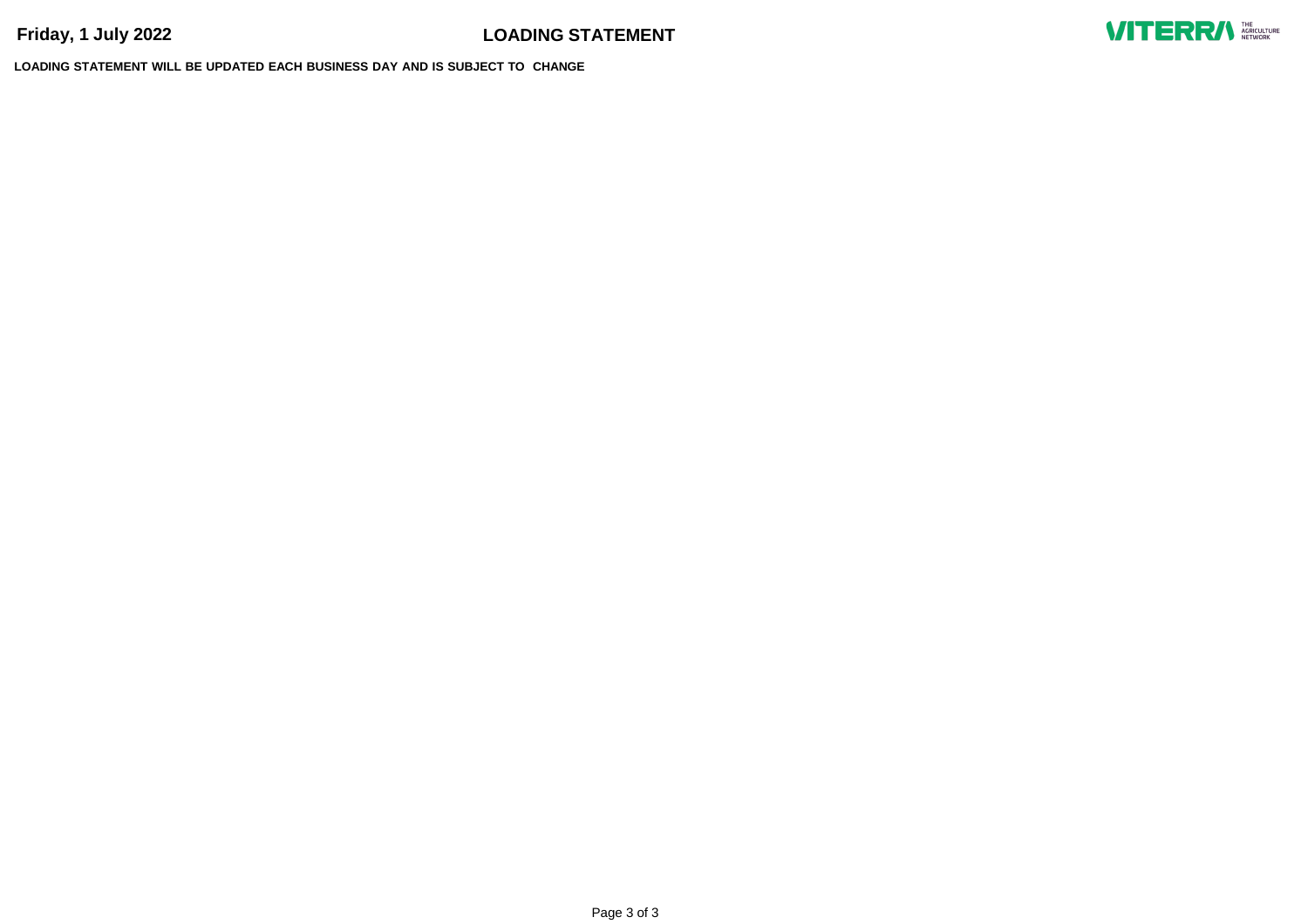Friday, 1 July 2022

# LOADING STATEMENT

**LOADING STATEMENT WILL BE UPDATED EACH BUSINESS DAY AND IS SUBJECT TO CHANGE**